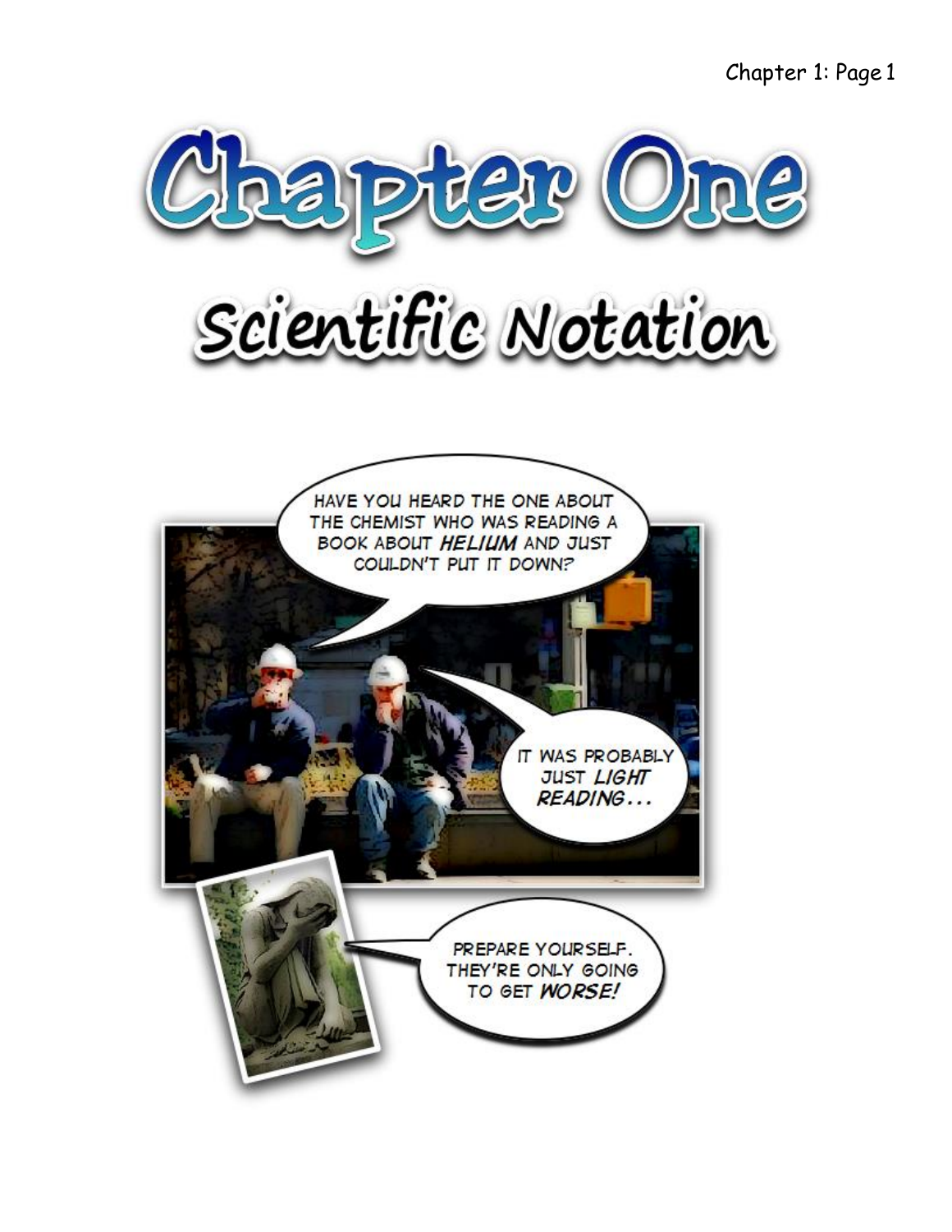# Chapter One

## Scientific Notation

HAVE YOU HEARD THE ONE ABOUT THE CHEMIST WHO WAS READING A BOOK ABOUT ***HELIUM*** AND JUST COULDN'T PUT IT DOWN?

IT WAS PROBABLY JUST ***LIGHT READING...***

PREPARE YOURSELF. THEY'RE ONLY GOING TO GET ***WORSE!***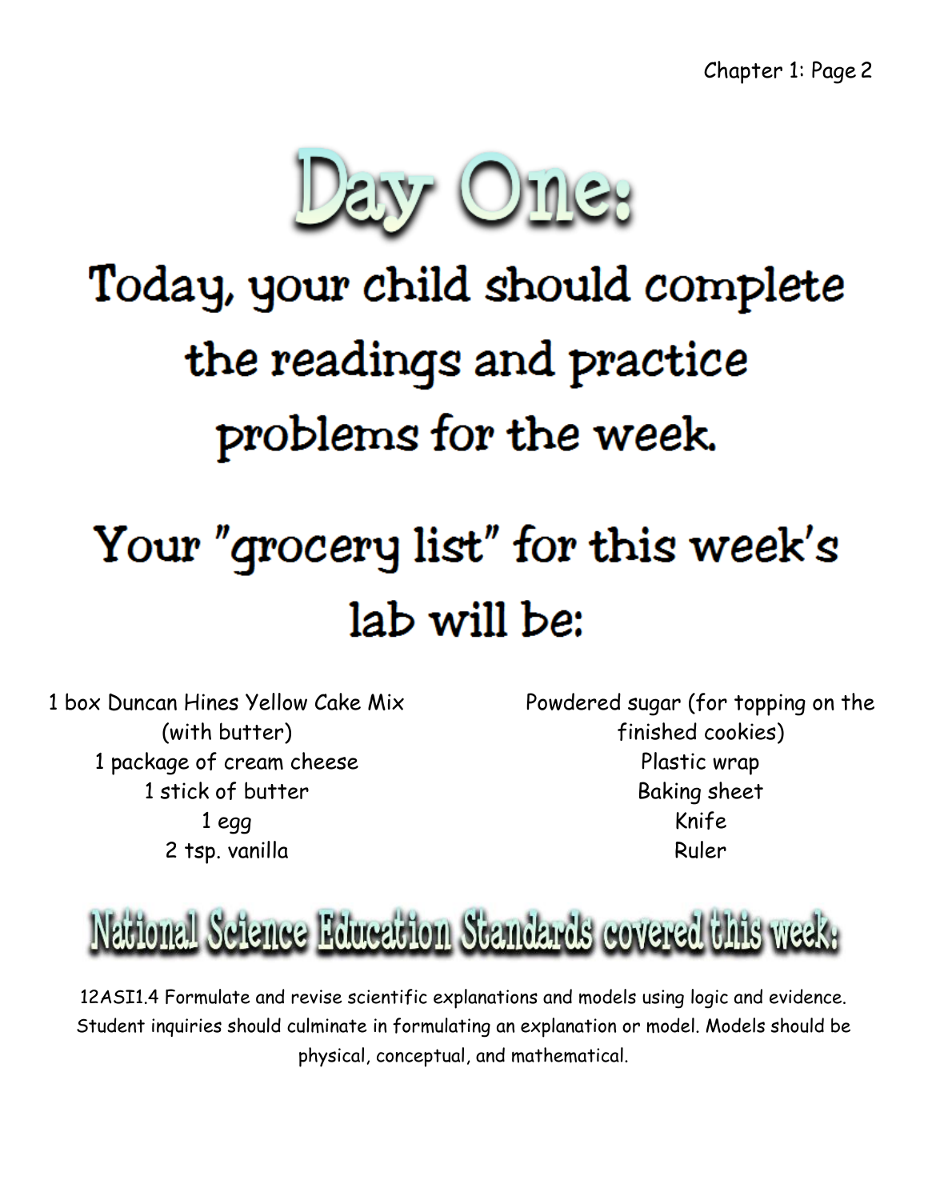# Day One:

## Today, your child should complete the readings and practice problems for the week.

## Your "grocery list" for this week's lab will be:

1 box Duncan Hines Yellow Cake Mix (with butter)
1 package of cream cheese
1 stick of butter
1 egg
2 tsp. vanilla

Powdered sugar (for topping on the finished cookies)
Plastic wrap
Baking sheet
Knife
Ruler

## National Science Education Standards covered this week:

12ASI1.4 Formulate and revise scientific explanations and models using logic and evidence. Student inquiries should culminate in formulating an explanation or model. Models should be physical, conceptual, and mathematical.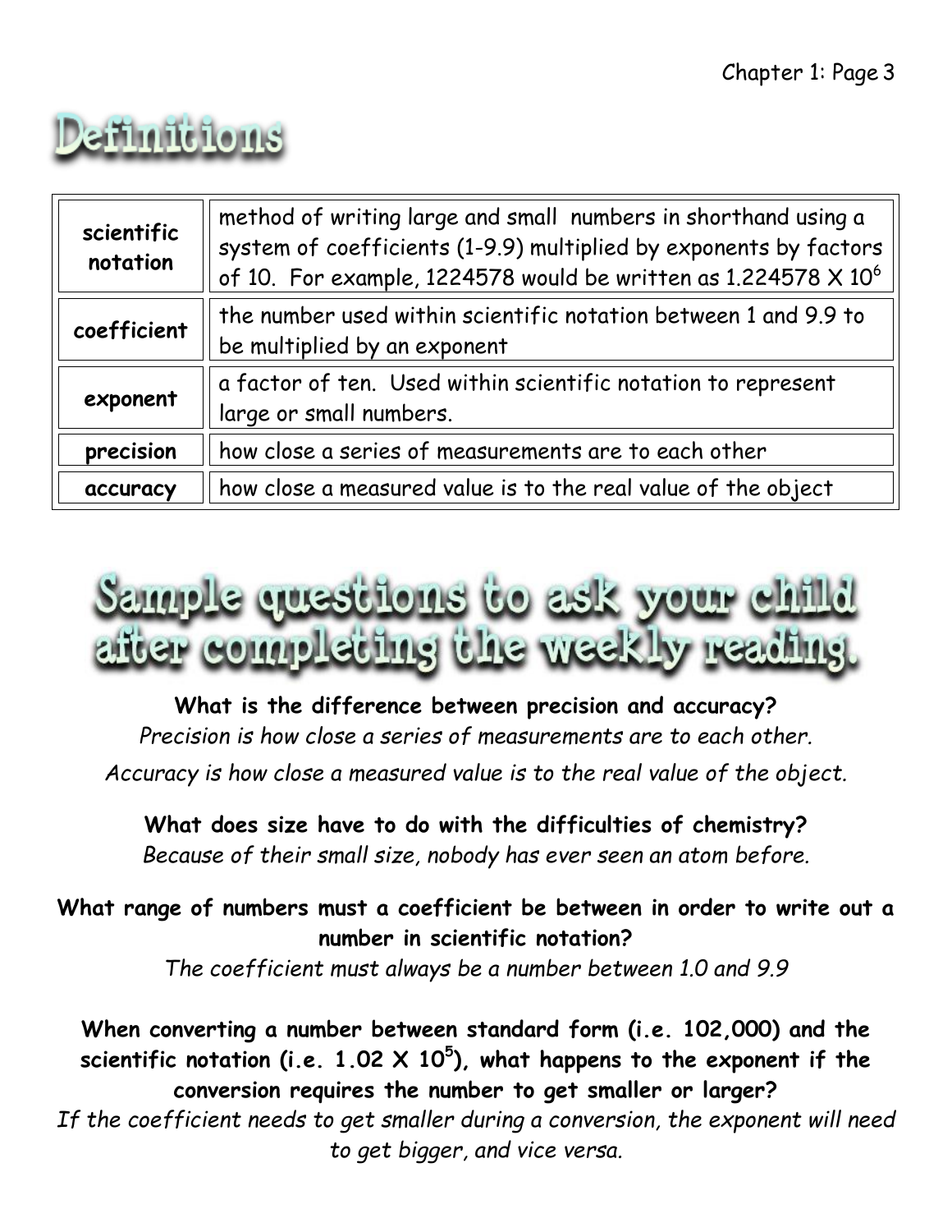# Definitions

| | |
|---|---|
| **scientific notation** | method of writing large and small numbers in shorthand using a system of coefficients (1-9.9) multiplied by exponents by factors of 10. For example, 1224578 would be written as $1.224578 \times 10^6$ |
| **coefficient** | the number used within scientific notation between 1 and 9.9 to be multiplied by an exponent |
| **exponent** | a factor of ten. Used within scientific notation to represent large or small numbers. |
| **precision** | how close a series of measurements are to each other |
| **accuracy** | how close a measured value is to the real value of the object |

# Sample questions to ask your child after completing the weekly reading.

**What is the difference between precision and accuracy?**

*Precision is how close a series of measurements are to each other.*

*Accuracy is how close a measured value is to the real value of the object.*

**What does size have to do with the difficulties of chemistry?**

*Because of their small size, nobody has ever seen an atom before.*

**What range of numbers must a coefficient be between in order to write out a number in scientific notation?**

*The coefficient must always be a number between 1.0 and 9.9*

**When converting a number between standard form (i.e. 102,000) and the scientific notation (i.e. $1.02 \times 10^5$), what happens to the exponent if the conversion requires the number to get smaller or larger?**

*If the coefficient needs to get smaller during a conversion, the exponent will need to get bigger, and vice versa.*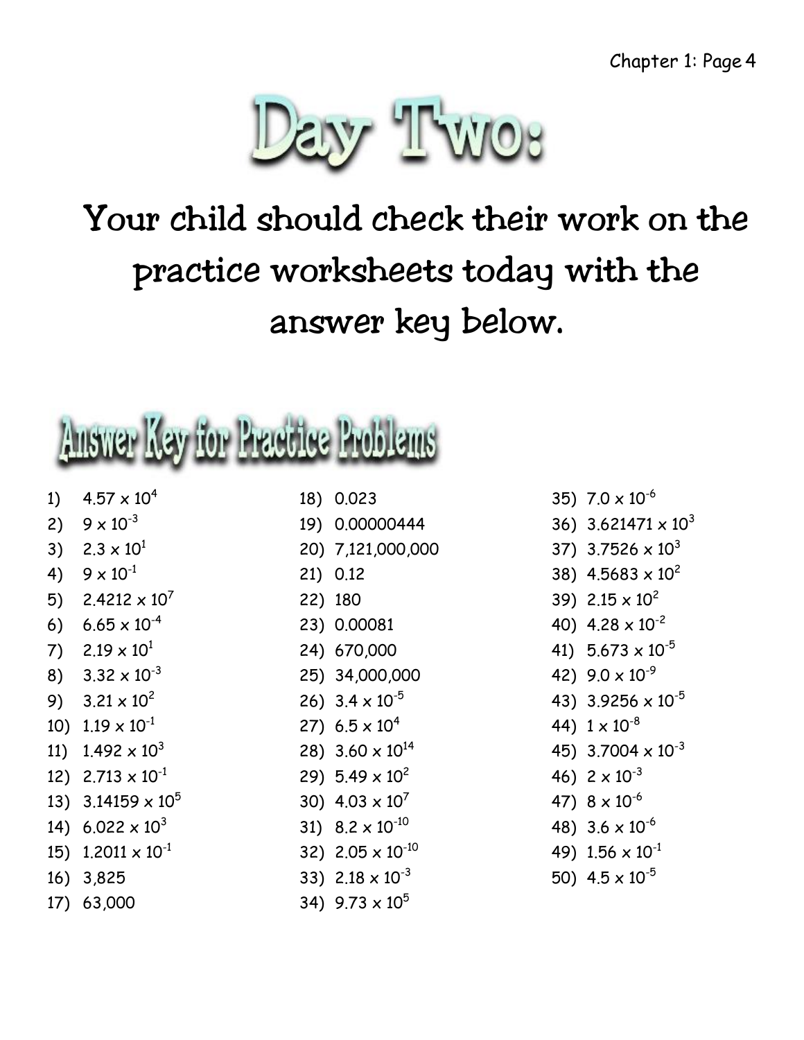# Day Two:

## Your child should check their work on the practice worksheets today with the answer key below.

## Answer Key for Practice Problems

1) $4.57 \times 10^{4}$
2) $9 \times 10^{-3}$
3) $2.3 \times 10^{1}$
4) $9 \times 10^{-1}$
5) $2.4212 \times 10^{7}$
6) $6.65 \times 10^{-4}$
7) $2.19 \times 10^{1}$
8) $3.32 \times 10^{-3}$
9) $3.21 \times 10^{2}$
10) $1.19 \times 10^{-1}$
11) $1.492 \times 10^{3}$
12) $2.713 \times 10^{-1}$
13) $3.14159 \times 10^{5}$
14) $6.022 \times 10^{3}$
15) $1.2011 \times 10^{-1}$
16) 3,825
17) 63,000
18) 0.023
19) 0.00000444
20) 7,121,000,000
21) 0.12
22) 180
23) 0.00081
24) 670,000
25) 34,000,000
26) $3.4 \times 10^{-5}$
27) $6.5 \times 10^{4}$
28) $3.60 \times 10^{14}$
29) $5.49 \times 10^{2}$
30) $4.03 \times 10^{7}$
31) $8.2 \times 10^{-10}$
32) $2.05 \times 10^{-10}$
33) $2.18 \times 10^{-3}$
34) $9.73 \times 10^{5}$
35) $7.0 \times 10^{-6}$
36) $3.621471 \times 10^{3}$
37) $3.7526 \times 10^{3}$
38) $4.5683 \times 10^{2}$
39) $2.15 \times 10^{2}$
40) $4.28 \times 10^{-2}$
41) $5.673 \times 10^{-5}$
42) $9.0 \times 10^{-9}$
43) $3.9256 \times 10^{-5}$
44) $1 \times 10^{-8}$
45) $3.7004 \times 10^{-3}$
46) $2 \times 10^{-3}$
47) $8 \times 10^{-6}$
48) $3.6 \times 10^{-6}$
49) $1.56 \times 10^{-1}$
50) $4.5 \times 10^{-5}$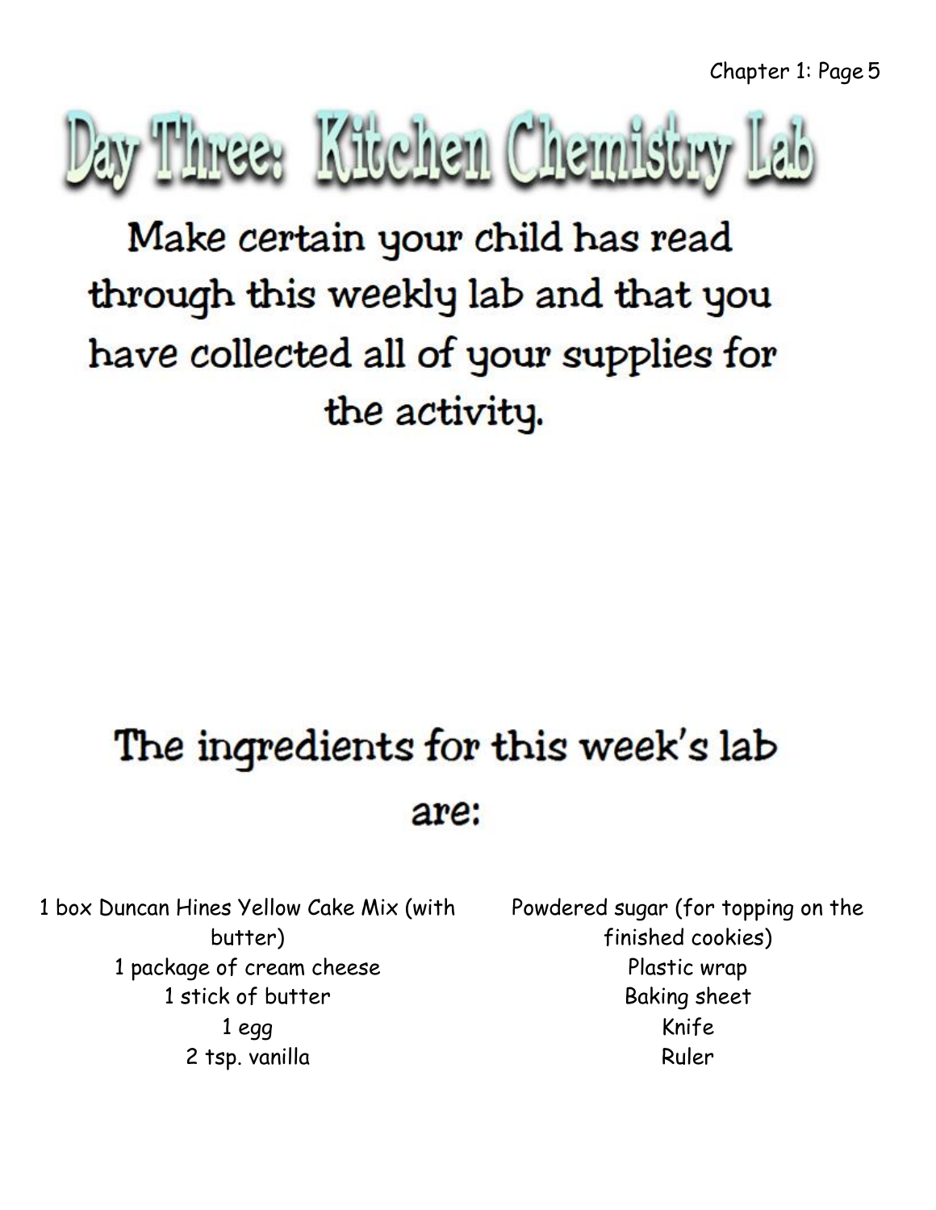# Day Three: Kitchen Chemistry Lab

Make certain your child has read through this weekly lab and that you have collected all of your supplies for the activity.

## The ingredients for this week's lab are:

1 box Duncan Hines Yellow Cake Mix (with butter)
1 package of cream cheese
1 stick of butter
1 egg
2 tsp. vanilla

Powdered sugar (for topping on the finished cookies)
Plastic wrap
Baking sheet
Knife
Ruler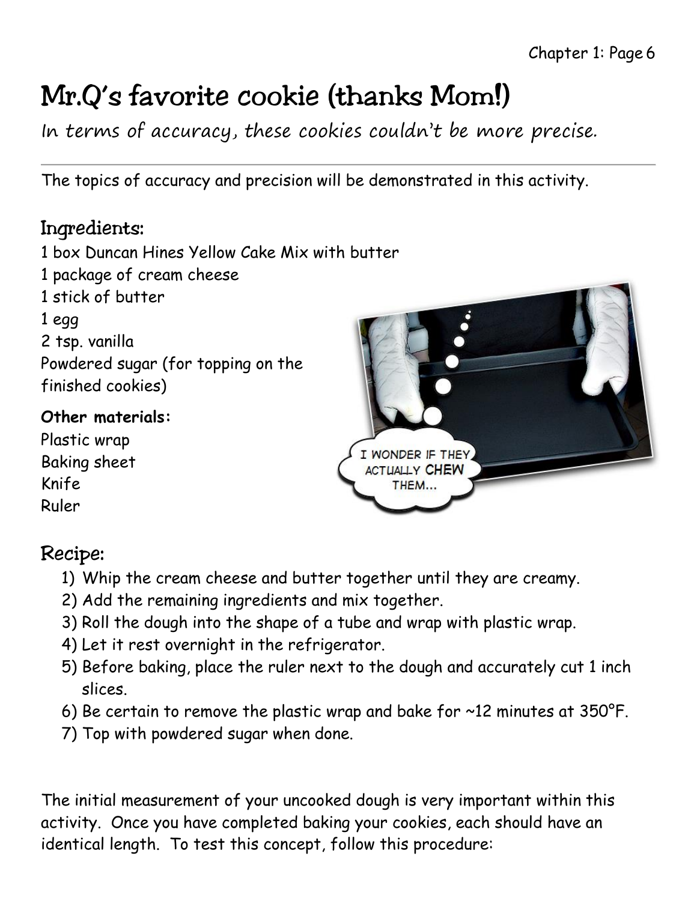# Mr.Q's favorite cookie (thanks Mom!)

*In terms of accuracy, these cookies couldn't be more precise.*

---

The topics of accuracy and precision will be demonstrated in this activity.

## Ingredients:

1 box Duncan Hines Yellow Cake Mix with butter
1 package of cream cheese
1 stick of butter
1 egg
2 tsp. vanilla
Powdered sugar (for topping on the finished cookies)

**Other materials:**

Plastic wrap
Baking sheet
Knife
Ruler

## Recipe:

1) Whip the cream cheese and butter together until they are creamy.
2) Add the remaining ingredients and mix together.
3) Roll the dough into the shape of a tube and wrap with plastic wrap.
4) Let it rest overnight in the refrigerator.
5) Before baking, place the ruler next to the dough and accurately cut 1 inch slices.
6) Be certain to remove the plastic wrap and bake for ~12 minutes at 350°F.
7) Top with powdered sugar when done.

The initial measurement of your uncooked dough is very important within this activity. Once you have completed baking your cookies, each should have an identical length. To test this concept, follow this procedure: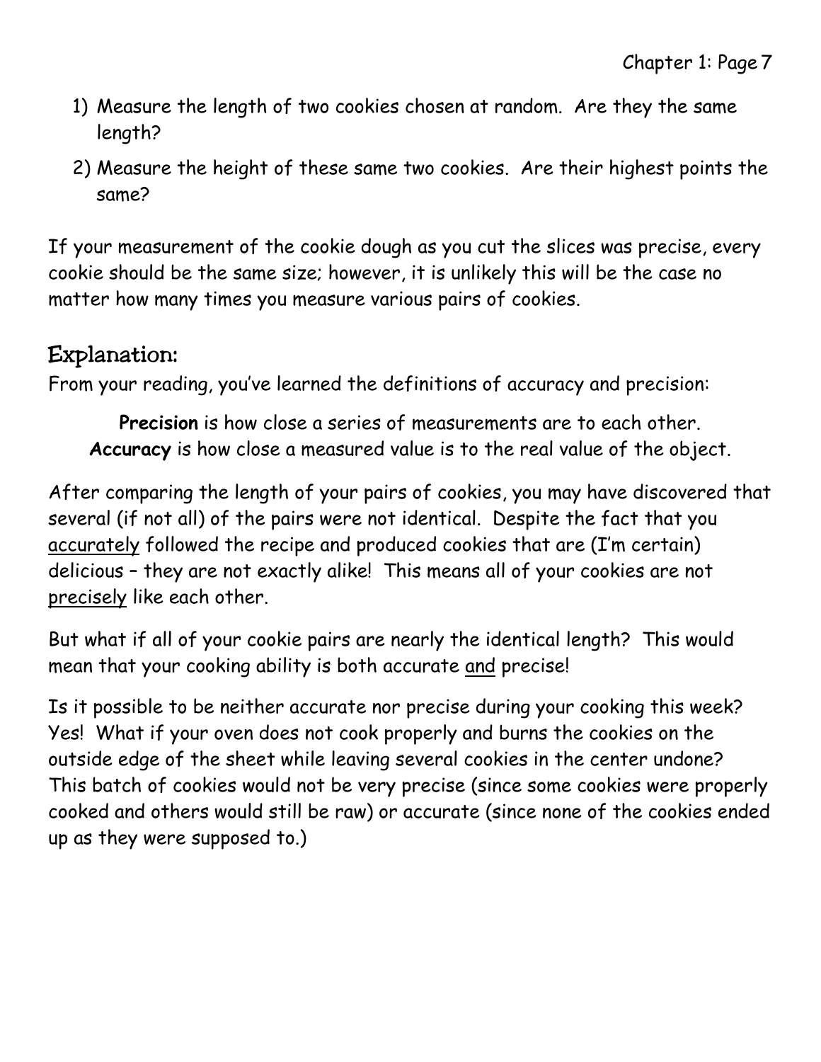1) Measure the length of two cookies chosen at random. Are they the same length?
2) Measure the height of these same two cookies. Are their highest points the same?

If your measurement of the cookie dough as you cut the slices was precise, every cookie should be the same size; however, it is unlikely this will be the case no matter how many times you measure various pairs of cookies.

## Explanation:

From your reading, you've learned the definitions of accuracy and precision:

**Precision** is how close a series of measurements are to each other.
**Accuracy** is how close a measured value is to the real value of the object.

After comparing the length of your pairs of cookies, you may have discovered that several (if not all) of the pairs were not identical. Despite the fact that you <u>accurately</u> followed the recipe and produced cookies that are (I'm certain) delicious – they are not exactly alike! This means all of your cookies are not <u>precisely</u> like each other.

But what if all of your cookie pairs are nearly the identical length? This would mean that your cooking ability is both accurate <u>and</u> precise!

Is it possible to be neither accurate nor precise during your cooking this week? Yes! What if your oven does not cook properly and burns the cookies on the outside edge of the sheet while leaving several cookies in the center undone? This batch of cookies would not be very precise (since some cookies were properly cooked and others would still be raw) or accurate (since none of the cookies ended up as they were supposed to.)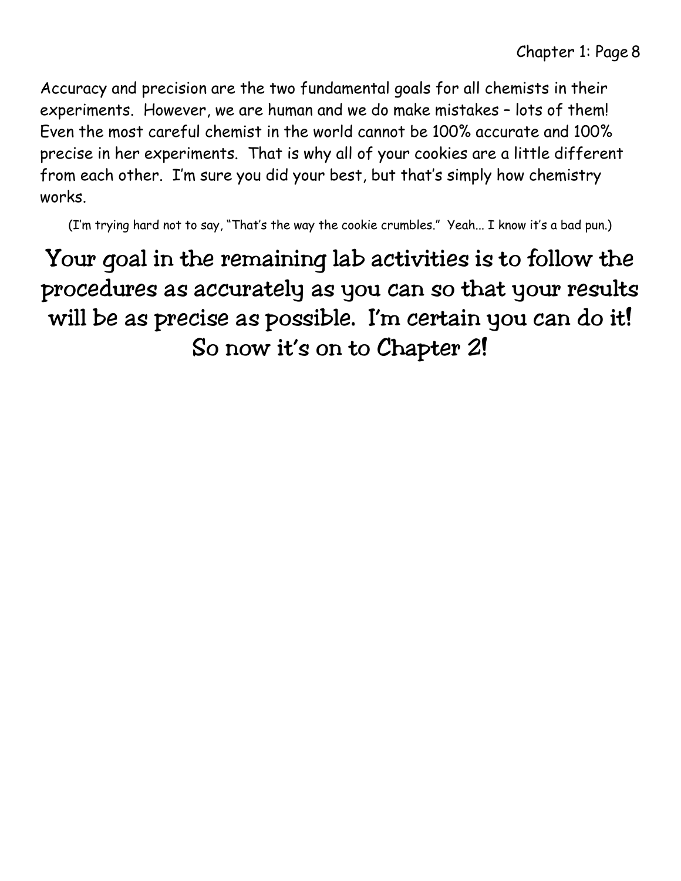Accuracy and precision are the two fundamental goals for all chemists in their experiments. However, we are human and we do make mistakes – lots of them! Even the most careful chemist in the world cannot be 100% accurate and 100% precise in her experiments. That is why all of your cookies are a little different from each other. I'm sure you did your best, but that's simply how chemistry works.

(I'm trying hard not to say, "That's the way the cookie crumbles." Yeah... I know it's a bad pun.)

**Your goal in the remaining lab activities is to follow the procedures as accurately as you can so that your results will be as precise as possible. I'm certain you can do it! So now it's on to Chapter 2!**